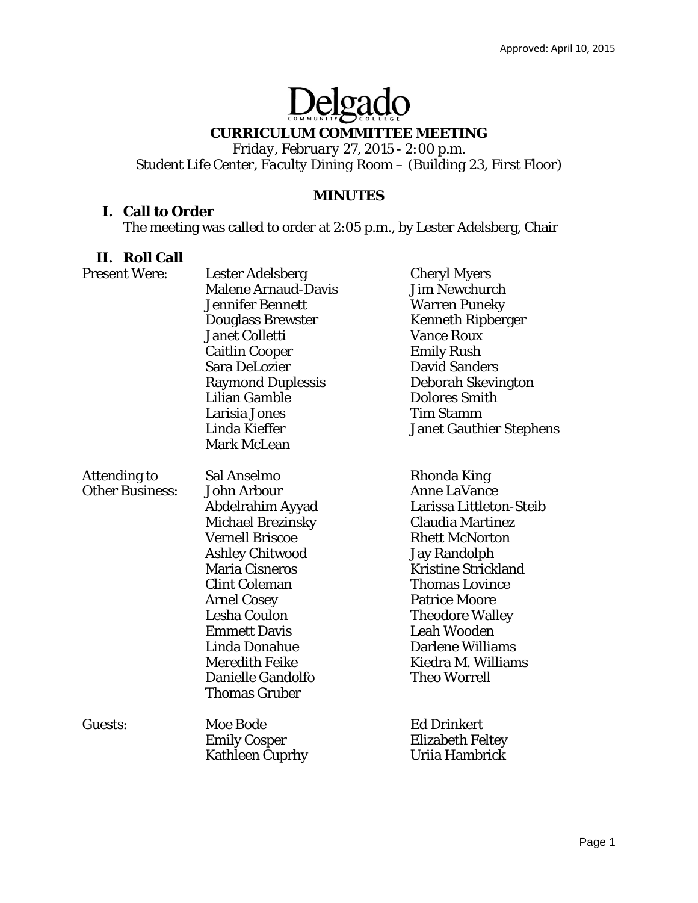Approved: April 10, 2015

# Delgado

COMMUNITY COLLEGE

## CURRICULUM COMMITTEE MEETING

*Friday, February 27, 2015 - 2:00 p.m.*
Student Life Center, *Faculty Dining Room* – (Building 23, First Floor)

### MINUTES

**I. Call to Order**

The meeting was called to order at 2:05 p.m., by Lester Adelsberg, Chair

**II. Roll Call**

| | | |
|---|---|---|
| Present Were: | Lester Adelsberg | Cheryl Myers |
| | Malene Arnaud-Davis | Jim Newchurch |
| | Jennifer Bennett | Warren Puneky |
| | Douglass Brewster | Kenneth Ripberger |
| | Janet Colletti | Vance Roux |
| | Caitlin Cooper | Emily Rush |
| | Sara DeLozier | David Sanders |
| | Raymond Duplessis | Deborah Skevington |
| | Lilian Gamble | Dolores Smith |
| | Larisia Jones | Tim Stamm |
| | Linda Kieffer | Janet Gauthier Stephens |
| | Mark McLean | |
| Attending to Other Business: | Sal Anselmo | Rhonda King |
| | John Arbour | Anne LaVance |
| | Abdelrahim Ayyad | Larissa Littleton-Steib |
| | Michael Brezinsky | Claudia Martinez |
| | Vernell Briscoe | Rhett McNorton |
| | Ashley Chitwood | Jay Randolph |
| | Maria Cisneros | Kristine Strickland |
| | Clint Coleman | Thomas Lovince |
| | Arnel Cosey | Patrice Moore |
| | Lesha Coulon | Theodore Walley |
| | Emmett Davis | Leah Wooden |
| | Linda Donahue | Darlene Williams |
| | Meredith Feike | Kiedra M. Williams |
| | Danielle Gandolfo | Theo Worrell |
| | Thomas Gruber | |
| Guests: | Moe Bode | Ed Drinkert |
| | Emily Cosper | Elizabeth Feltey |
| | Kathleen Cuprhy | Uriia Hambrick |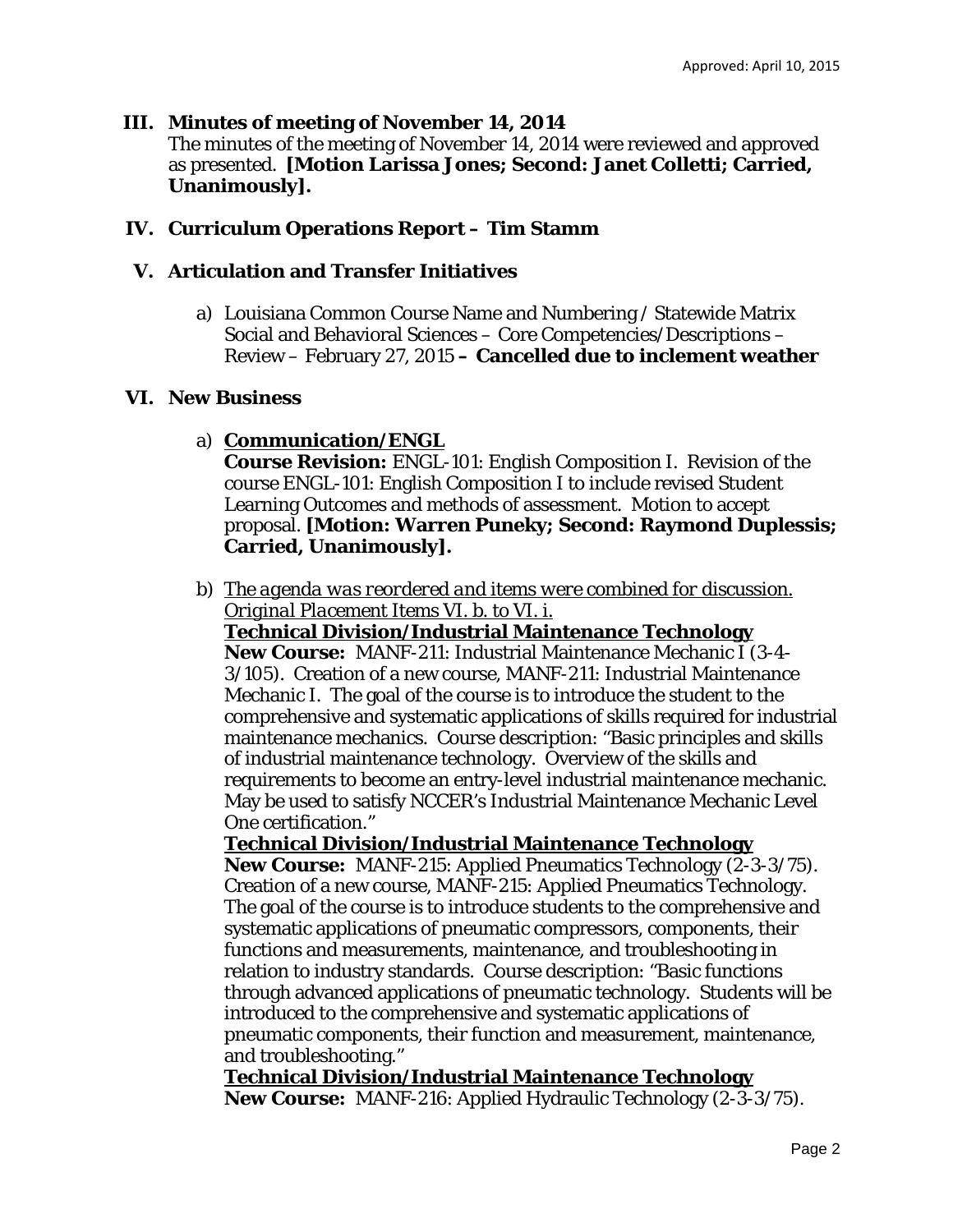Approved: April 10, 2015

**III. Minutes of meeting of November 14, 2014**

The minutes of the meeting of November 14, 2014 were reviewed and approved as presented. **[Motion Larissa Jones; Second: Janet Colletti; Carried, Unanimously].**

**IV. Curriculum Operations Report – Tim Stamm**

**V. Articulation and Transfer Initiatives**

a) Louisiana Common Course Name and Numbering / Statewide Matrix Social and Behavioral Sciences – Core Competencies/Descriptions – Review – February 27, 2015 **– Cancelled due to inclement weather**

**VI. New Business**

a) **Communication/ENGL**

**Course Revision:** ENGL-101: English Composition I. Revision of the course ENGL-101: English Composition I to include revised Student Learning Outcomes and methods of assessment. Motion to accept proposal. **[Motion: Warren Puneky; Second: Raymond Duplessis; Carried, Unanimously].**

b) *The agenda was reordered and items were combined for discussion. Original Placement Items VI. b. to VI. i.*

**Technical Division/Industrial Maintenance Technology**

**New Course:** MANF-211: Industrial Maintenance Mechanic I (3-4-3/105). Creation of a new course, MANF-211: Industrial Maintenance Mechanic I. The goal of the course is to introduce the student to the comprehensive and systematic applications of skills required for industrial maintenance mechanics. Course description: "Basic principles and skills of industrial maintenance technology. Overview of the skills and requirements to become an entry-level industrial maintenance mechanic. May be used to satisfy NCCER's Industrial Maintenance Mechanic Level One certification."

**Technical Division/Industrial Maintenance Technology**

**New Course:** MANF-215: Applied Pneumatics Technology (2-3-3/75). Creation of a new course, MANF-215: Applied Pneumatics Technology. The goal of the course is to introduce students to the comprehensive and systematic applications of pneumatic compressors, components, their functions and measurements, maintenance, and troubleshooting in relation to industry standards. Course description: "Basic functions through advanced applications of pneumatic technology. Students will be introduced to the comprehensive and systematic applications of pneumatic components, their function and measurement, maintenance, and troubleshooting."

**Technical Division/Industrial Maintenance Technology**

**New Course:** MANF-216: Applied Hydraulic Technology (2-3-3/75).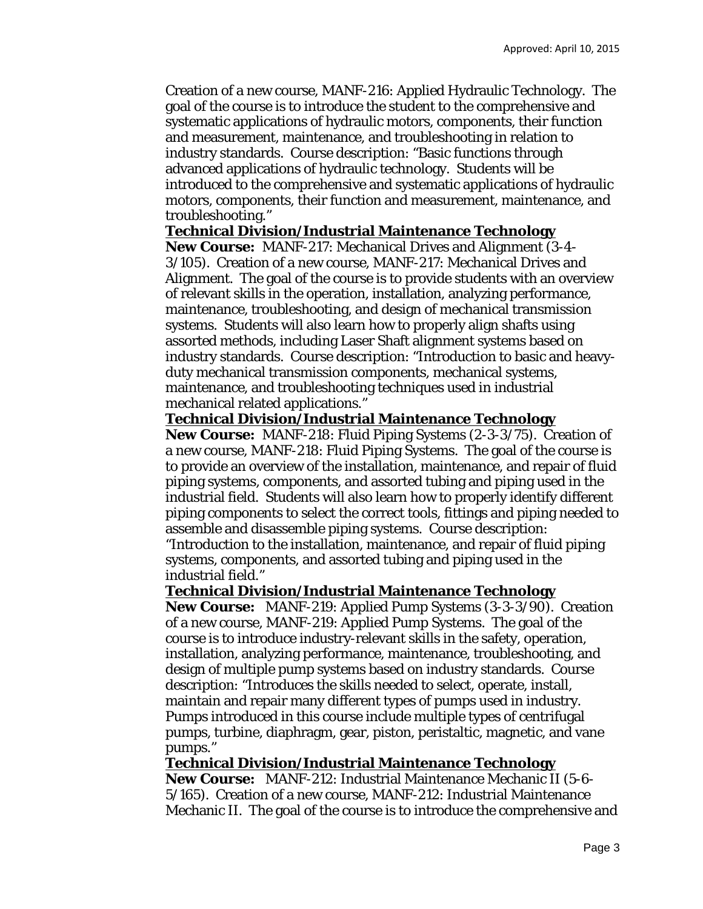Creation of a new course, MANF-216: Applied Hydraulic Technology. The goal of the course is to introduce the student to the comprehensive and systematic applications of hydraulic motors, components, their function and measurement, maintenance, and troubleshooting in relation to industry standards. Course description: "Basic functions through advanced applications of hydraulic technology. Students will be introduced to the comprehensive and systematic applications of hydraulic motors, components, their function and measurement, maintenance, and troubleshooting."

**Technical Division/Industrial Maintenance Technology**

**New Course:** MANF-217: Mechanical Drives and Alignment (3-4-3/105). Creation of a new course, MANF-217: Mechanical Drives and Alignment. The goal of the course is to provide students with an overview of relevant skills in the operation, installation, analyzing performance, maintenance, troubleshooting, and design of mechanical transmission systems. Students will also learn how to properly align shafts using assorted methods, including Laser Shaft alignment systems based on industry standards. Course description: "Introduction to basic and heavy-duty mechanical transmission components, mechanical systems, maintenance, and troubleshooting techniques used in industrial mechanical related applications."

**Technical Division/Industrial Maintenance Technology**

**New Course:** MANF-218: Fluid Piping Systems (2-3-3/75). Creation of a new course, MANF-218: Fluid Piping Systems. The goal of the course is to provide an overview of the installation, maintenance, and repair of fluid piping systems, components, and assorted tubing and piping used in the industrial field. Students will also learn how to properly identify different piping components to select the correct tools, fittings and piping needed to assemble and disassemble piping systems. Course description: "Introduction to the installation, maintenance, and repair of fluid piping systems, components, and assorted tubing and piping used in the industrial field."

**Technical Division/Industrial Maintenance Technology**

**New Course:** MANF-219: Applied Pump Systems (3-3-3/90). Creation of a new course, MANF-219: Applied Pump Systems. The goal of the course is to introduce industry-relevant skills in the safety, operation, installation, analyzing performance, maintenance, troubleshooting, and design of multiple pump systems based on industry standards. Course description: "Introduces the skills needed to select, operate, install, maintain and repair many different types of pumps used in industry. Pumps introduced in this course include multiple types of centrifugal pumps, turbine, diaphragm, gear, piston, peristaltic, magnetic, and vane pumps."

**Technical Division/Industrial Maintenance Technology**

**New Course:** MANF-212: Industrial Maintenance Mechanic II (5-6-5/165). Creation of a new course, MANF-212: Industrial Maintenance Mechanic II. The goal of the course is to introduce the comprehensive and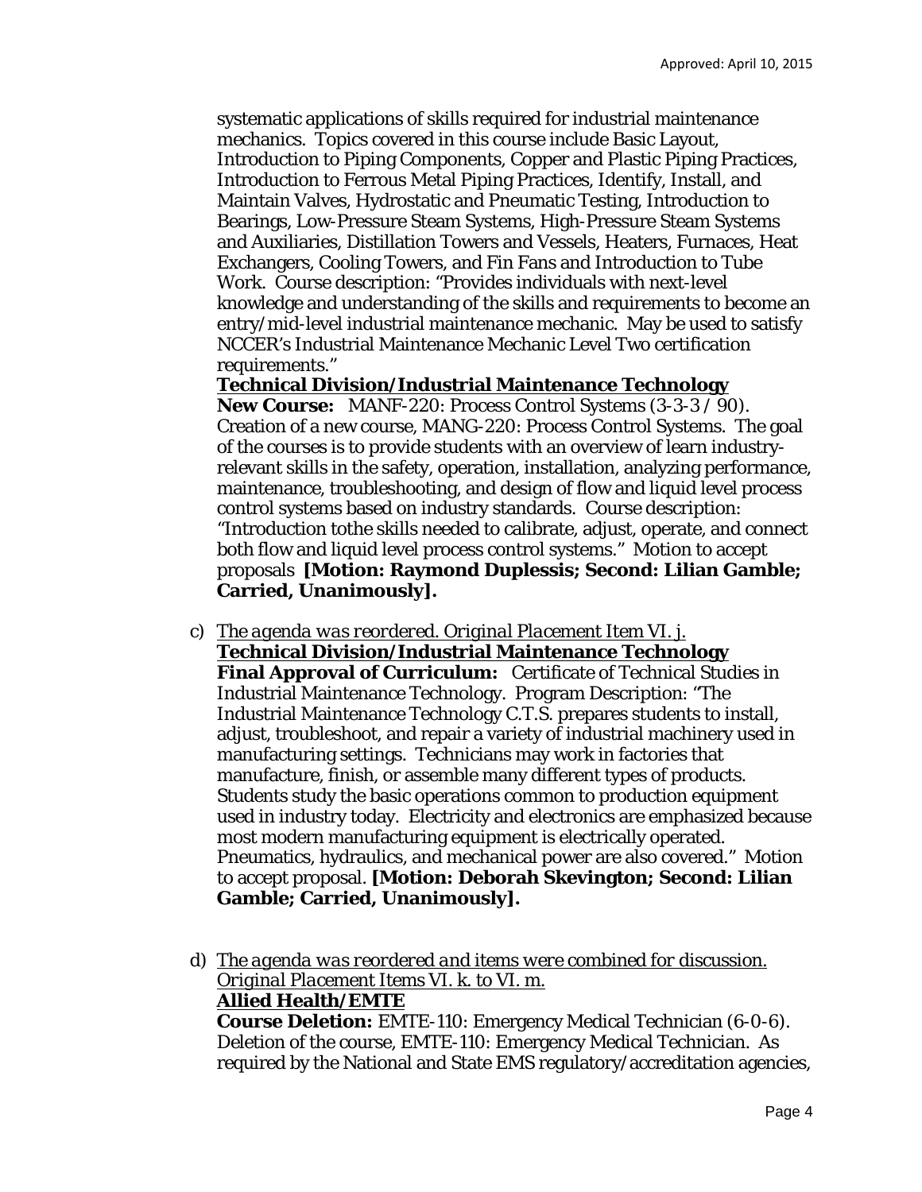systematic applications of skills required for industrial maintenance mechanics. Topics covered in this course include Basic Layout, Introduction to Piping Components, Copper and Plastic Piping Practices, Introduction to Ferrous Metal Piping Practices, Identify, Install, and Maintain Valves, Hydrostatic and Pneumatic Testing, Introduction to Bearings, Low-Pressure Steam Systems, High-Pressure Steam Systems and Auxiliaries, Distillation Towers and Vessels, Heaters, Furnaces, Heat Exchangers, Cooling Towers, and Fin Fans and Introduction to Tube Work. Course description: "Provides individuals with next-level knowledge and understanding of the skills and requirements to become an entry/mid-level industrial maintenance mechanic. May be used to satisfy NCCER's Industrial Maintenance Mechanic Level Two certification requirements."

**Technical Division/Industrial Maintenance Technology**
**New Course:** MANF-220: Process Control Systems (3-3-3 / 90). Creation of a new course, MANG-220: Process Control Systems. The goal of the courses is to provide students with an overview of learn industry-relevant skills in the safety, operation, installation, analyzing performance, maintenance, troubleshooting, and design of flow and liquid level process control systems based on industry standards. Course description: "Introduction tothe skills needed to calibrate, adjust, operate, and connect both flow and liquid level process control systems." Motion to accept proposals **[Motion: Raymond Duplessis; Second: Lilian Gamble; Carried, Unanimously].**

c) *The agenda was reordered. Original Placement Item VI. j.*
**Technical Division/Industrial Maintenance Technology**
**Final Approval of Curriculum:** Certificate of Technical Studies in Industrial Maintenance Technology. Program Description: "The Industrial Maintenance Technology C.T.S. prepares students to install, adjust, troubleshoot, and repair a variety of industrial machinery used in manufacturing settings. Technicians may work in factories that manufacture, finish, or assemble many different types of products. Students study the basic operations common to production equipment used in industry today. Electricity and electronics are emphasized because most modern manufacturing equipment is electrically operated. Pneumatics, hydraulics, and mechanical power are also covered." Motion to accept proposal. **[Motion: Deborah Skevington; Second: Lilian Gamble; Carried, Unanimously].**

d) *The agenda was reordered and items were combined for discussion. Original Placement Items VI. k. to VI. m.*
**Allied Health/EMTE**
**Course Deletion:** EMTE-110: Emergency Medical Technician (6-0-6). Deletion of the course, EMTE-110: Emergency Medical Technician. As required by the National and State EMS regulatory/accreditation agencies,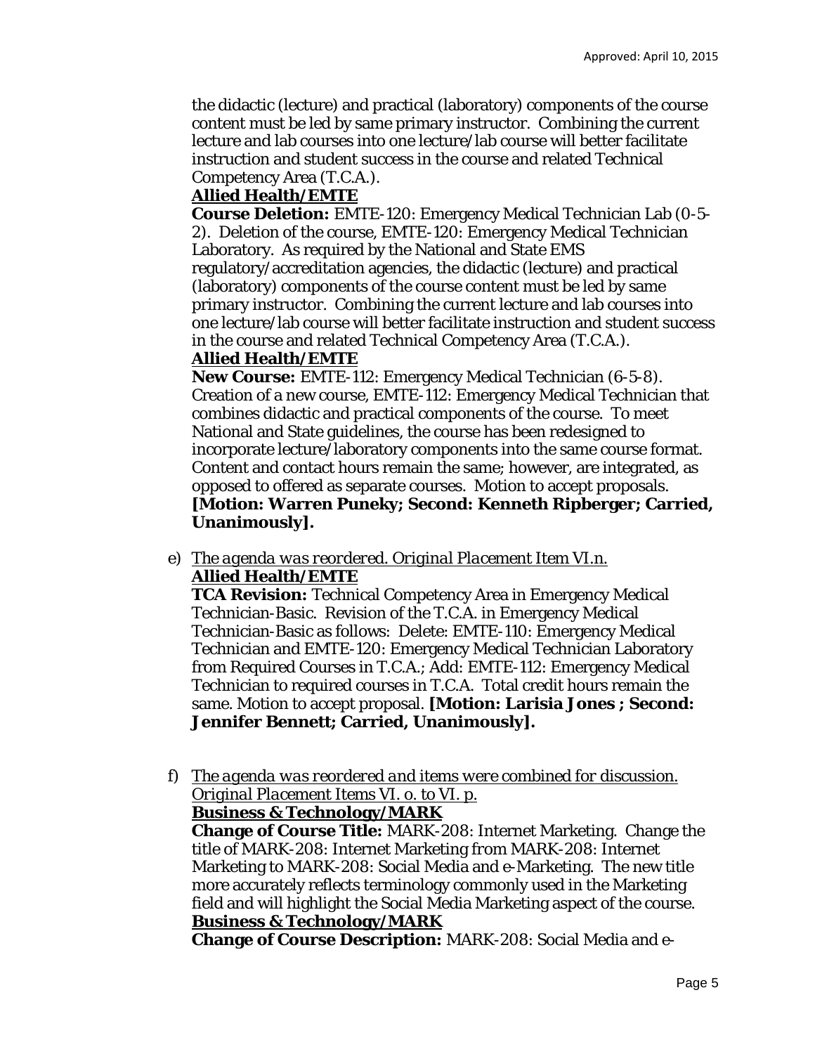the didactic (lecture) and practical (laboratory) components of the course content must be led by same primary instructor. Combining the current lecture and lab courses into one lecture/lab course will better facilitate instruction and student success in the course and related Technical Competency Area (T.C.A.).

**Allied Health/EMTE**

**Course Deletion:** EMTE-120: Emergency Medical Technician Lab (0-5-2). Deletion of the course, EMTE-120: Emergency Medical Technician Laboratory. As required by the National and State EMS regulatory/accreditation agencies, the didactic (lecture) and practical (laboratory) components of the course content must be led by same primary instructor. Combining the current lecture and lab courses into one lecture/lab course will better facilitate instruction and student success in the course and related Technical Competency Area (T.C.A.).

**Allied Health/EMTE**

**New Course:** EMTE-112: Emergency Medical Technician (6-5-8). Creation of a new course, EMTE-112: Emergency Medical Technician that combines didactic and practical components of the course. To meet National and State guidelines, the course has been redesigned to incorporate lecture/laboratory components into the same course format. Content and contact hours remain the same; however, are integrated, as opposed to offered as separate courses. Motion to accept proposals. **[Motion: Warren Puneky; Second: Kenneth Ripberger; Carried, Unanimously].**

e) *The agenda was reordered. Original Placement Item VI.n.*
**Allied Health/EMTE**
**TCA Revision:** Technical Competency Area in Emergency Medical Technician-Basic. Revision of the T.C.A. in Emergency Medical Technician-Basic as follows: Delete: EMTE-110: Emergency Medical Technician and EMTE-120: Emergency Medical Technician Laboratory from Required Courses in T.C.A.; Add: EMTE-112: Emergency Medical Technician to required courses in T.C.A. Total credit hours remain the same. Motion to accept proposal. **[Motion: Larisia Jones ; Second: Jennifer Bennett; Carried, Unanimously].**

f) *The agenda was reordered and items were combined for discussion. Original Placement Items VI. o. to VI. p.*
**Business & Technology/MARK**
**Change of Course Title:** MARK-208: Internet Marketing. Change the title of MARK-208: Internet Marketing from MARK-208: Internet Marketing to MARK-208: Social Media and e-Marketing. The new title more accurately reflects terminology commonly used in the Marketing field and will highlight the Social Media Marketing aspect of the course.
**Business & Technology/MARK**
**Change of Course Description:** MARK-208: Social Media and e-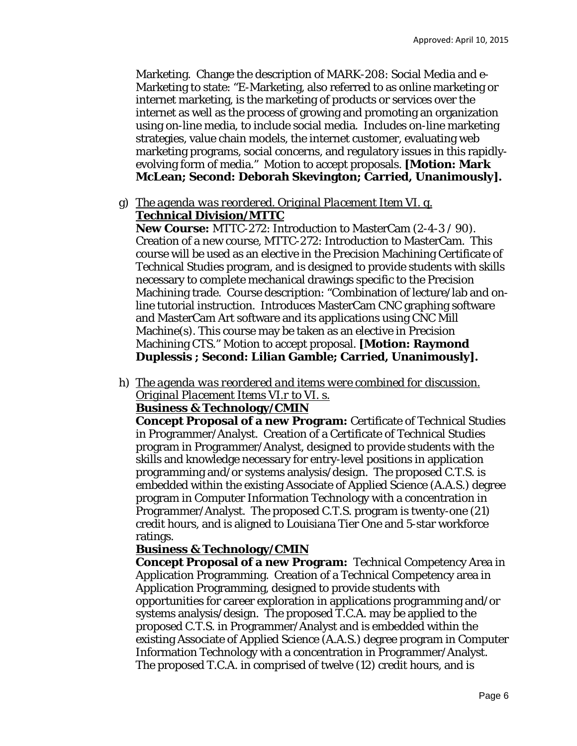Marketing. Change the description of MARK-208: Social Media and e-Marketing to state: "E-Marketing, also referred to as online marketing or internet marketing, is the marketing of products or services over the internet as well as the process of growing and promoting an organization using on-line media, to include social media. Includes on-line marketing strategies, value chain models, the internet customer, evaluating web marketing programs, social concerns, and regulatory issues in this rapidly-evolving form of media." Motion to accept proposals. **[Motion: Mark McLean; Second: Deborah Skevington; Carried, Unanimously].**

g) *The agenda was reordered. Original Placement Item VI. q.*
   **Technical Division/MTTC**
   **New Course:** MTTC-272: Introduction to MasterCam (2-4-3 / 90). Creation of a new course, MTTC-272: Introduction to MasterCam. This course will be used as an elective in the Precision Machining Certificate of Technical Studies program, and is designed to provide students with skills necessary to complete mechanical drawings specific to the Precision Machining trade. Course description: "Combination of lecture/lab and on-line tutorial instruction. Introduces MasterCam CNC graphing software and MasterCam Art software and its applications using CNC Mill Machine(s). This course may be taken as an elective in Precision Machining CTS." Motion to accept proposal. **[Motion: Raymond Duplessis ; Second: Lilian Gamble; Carried, Unanimously].**

h) *The agenda was reordered and items were combined for discussion. Original Placement Items VI.r to VI. s.*
   **Business & Technology/CMIN**
   **Concept Proposal of a new Program:** Certificate of Technical Studies in Programmer/Analyst. Creation of a Certificate of Technical Studies program in Programmer/Analyst, designed to provide students with the skills and knowledge necessary for entry-level positions in application programming and/or systems analysis/design. The proposed C.T.S. is embedded within the existing Associate of Applied Science (A.A.S.) degree program in Computer Information Technology with a concentration in Programmer/Analyst. The proposed C.T.S. program is twenty-one (21) credit hours, and is aligned to Louisiana Tier One and 5-star workforce ratings.
   **Business & Technology/CMIN**
   **Concept Proposal of a new Program:** Technical Competency Area in Application Programming. Creation of a Technical Competency area in Application Programming, designed to provide students with opportunities for career exploration in applications programming and/or systems analysis/design. The proposed T.C.A. may be applied to the proposed C.T.S. in Programmer/Analyst and is embedded within the existing Associate of Applied Science (A.A.S.) degree program in Computer Information Technology with a concentration in Programmer/Analyst. The proposed T.C.A. in comprised of twelve (12) credit hours, and is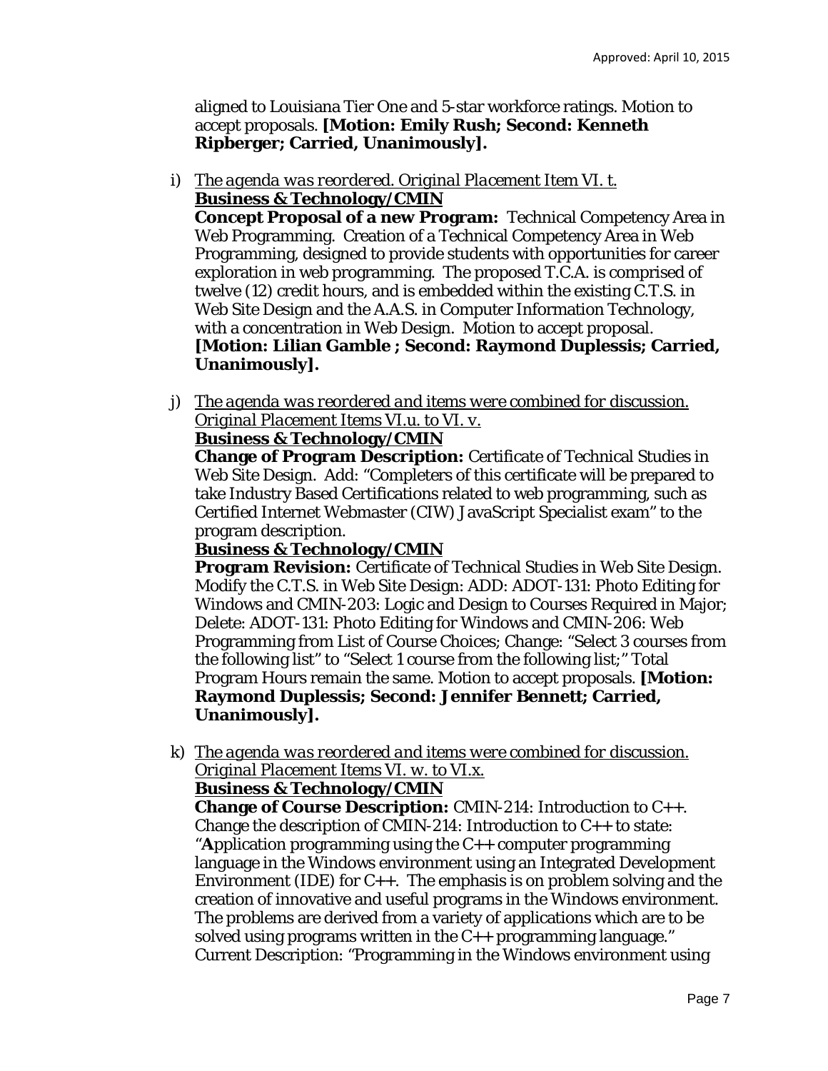aligned to Louisiana Tier One and 5-star workforce ratings. Motion to accept proposals. **[Motion: Emily Rush; Second: Kenneth Ripberger; Carried, Unanimously].**

i) *The agenda was reordered. Original Placement Item VI. t.*
**Business & Technology/CMIN**
**Concept Proposal of a new Program:** Technical Competency Area in Web Programming. Creation of a Technical Competency Area in Web Programming, designed to provide students with opportunities for career exploration in web programming. The proposed T.C.A. is comprised of twelve (12) credit hours, and is embedded within the existing C.T.S. in Web Site Design and the A.A.S. in Computer Information Technology, with a concentration in Web Design. Motion to accept proposal. **[Motion: Lilian Gamble ; Second: Raymond Duplessis; Carried, Unanimously].**

j) *The agenda was reordered and items were combined for discussion. Original Placement Items VI.u. to VI. v.*
**Business & Technology/CMIN**
**Change of Program Description:** Certificate of Technical Studies in Web Site Design. Add: "Completers of this certificate will be prepared to take Industry Based Certifications related to web programming, such as Certified Internet Webmaster (CIW) JavaScript Specialist exam" to the program description.
**Business & Technology/CMIN**
**Program Revision:** Certificate of Technical Studies in Web Site Design. Modify the C.T.S. in Web Site Design: ADD: ADOT-131: Photo Editing for Windows and CMIN-203: Logic and Design to Courses Required in Major; Delete: ADOT-131: Photo Editing for Windows and CMIN-206: Web Programming from List of Course Choices; Change: "Select 3 courses from the following list" to "Select 1 course from the following list;" Total Program Hours remain the same. Motion to accept proposals. **[Motion: Raymond Duplessis; Second: Jennifer Bennett; Carried, Unanimously].**

k) *The agenda was reordered and items were combined for discussion. Original Placement Items VI. w. to VI.x.*
**Business & Technology/CMIN**
**Change of Course Description:** CMIN-214: Introduction to C++. Change the description of CMIN-214: Introduction to C++ to state: "**A**pplication programming using the C++ computer programming language in the Windows environment using an Integrated Development Environment (IDE) for C++. The emphasis is on problem solving and the creation of innovative and useful programs in the Windows environment. The problems are derived from a variety of applications which are to be solved using programs written in the C++ programming language." Current Description: "Programming in the Windows environment using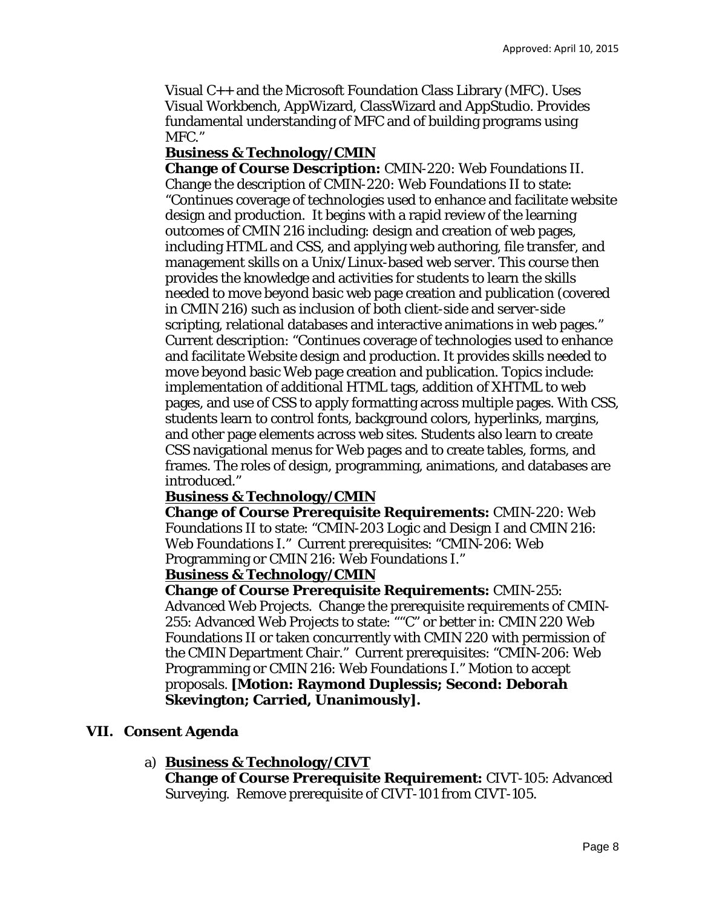Visual C++ and the Microsoft Foundation Class Library (MFC). Uses Visual Workbench, AppWizard, ClassWizard and AppStudio. Provides fundamental understanding of MFC and of building programs using MFC."

**Business & Technology/CMIN**

**Change of Course Description:** CMIN-220: Web Foundations II. Change the description of CMIN-220: Web Foundations II to state: "Continues coverage of technologies used to enhance and facilitate website design and production. It begins with a rapid review of the learning outcomes of CMIN 216 including: design and creation of web pages, including HTML and CSS, and applying web authoring, file transfer, and management skills on a Unix/Linux-based web server. This course then provides the knowledge and activities for students to learn the skills needed to move beyond basic web page creation and publication (covered in CMIN 216) such as inclusion of both client-side and server-side scripting, relational databases and interactive animations in web pages." Current description: "Continues coverage of technologies used to enhance and facilitate Website design and production. It provides skills needed to move beyond basic Web page creation and publication. Topics include: implementation of additional HTML tags, addition of XHTML to web pages, and use of CSS to apply formatting across multiple pages. With CSS, students learn to control fonts, background colors, hyperlinks, margins, and other page elements across web sites. Students also learn to create CSS navigational menus for Web pages and to create tables, forms, and frames. The roles of design, programming, animations, and databases are introduced."

**Business & Technology/CMIN**

**Change of Course Prerequisite Requirements:** CMIN-220: Web Foundations II to state: "CMIN-203 Logic and Design I and CMIN 216: Web Foundations I." Current prerequisites: "CMIN-206: Web Programming or CMIN 216: Web Foundations I."

**Business & Technology/CMIN**

**Change of Course Prerequisite Requirements:** CMIN-255: Advanced Web Projects. Change the prerequisite requirements of CMIN-255: Advanced Web Projects to state: ""C" or better in: CMIN 220 Web Foundations II or taken concurrently with CMIN 220 with permission of the CMIN Department Chair." Current prerequisites: "CMIN-206: Web Programming or CMIN 216: Web Foundations I." Motion to accept proposals. **[Motion: Raymond Duplessis; Second: Deborah Skevington; Carried, Unanimously].**

## VII. Consent Agenda

a) **Business & Technology/CIVT**

**Change of Course Prerequisite Requirement:** CIVT-105: Advanced Surveying. Remove prerequisite of CIVT-101 from CIVT-105.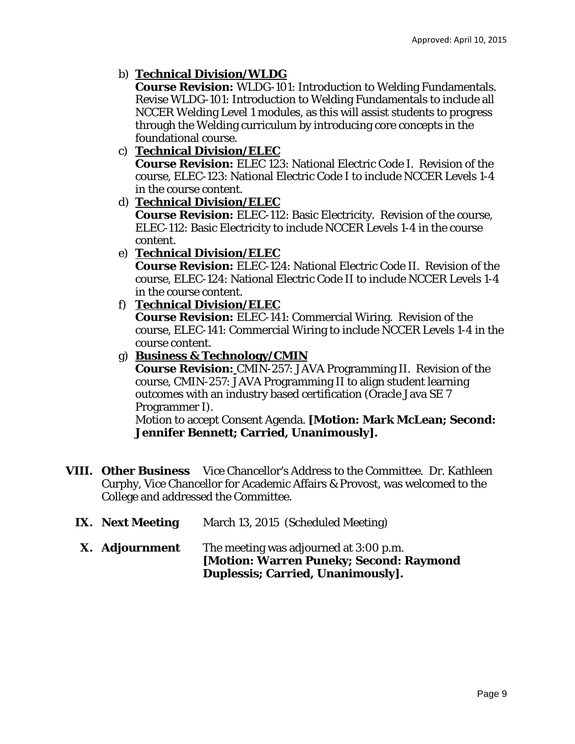b) **Technical Division/WLDG**
   **Course Revision:** WLDG-101: Introduction to Welding Fundamentals. Revise WLDG-101: Introduction to Welding Fundamentals to include all NCCER Welding Level 1 modules, as this will assist students to progress through the Welding curriculum by introducing core concepts in the foundational course.

c) **Technical Division/ELEC**
   **Course Revision:** ELEC 123: National Electric Code I. Revision of the course, ELEC-123: National Electric Code I to include NCCER Levels 1-4 in the course content.

d) **Technical Division/ELEC**
   **Course Revision:** ELEC-112: Basic Electricity. Revision of the course, ELEC-112: Basic Electricity to include NCCER Levels 1-4 in the course content.

e) **Technical Division/ELEC**
   **Course Revision:** ELEC-124: National Electric Code II. Revision of the course, ELEC-124: National Electric Code II to include NCCER Levels 1-4 in the course content.

f) **Technical Division/ELEC**
   **Course Revision:** ELEC-141: Commercial Wiring. Revision of the course, ELEC-141: Commercial Wiring to include NCCER Levels 1-4 in the course content.

g) **Business & Technology/CMIN**
   **Course Revision:** CMIN-257: JAVA Programming II. Revision of the course, CMIN-257: JAVA Programming II to align student learning outcomes with an industry based certification (Oracle Java SE 7 Programmer I).
   Motion to accept Consent Agenda. **[Motion: Mark McLean; Second: Jennifer Bennett; Carried, Unanimously].**

**VIII. Other Business** Vice Chancellor's Address to the Committee. Dr. Kathleen Curphy, Vice Chancellor for Academic Affairs & Provost, was welcomed to the College and addressed the Committee.

**IX. Next Meeting** March 13, 2015 (Scheduled Meeting)

**X. Adjournment** The meeting was adjourned at 3:00 p.m. **[Motion: Warren Puneky; Second: Raymond Duplessis; Carried, Unanimously].**